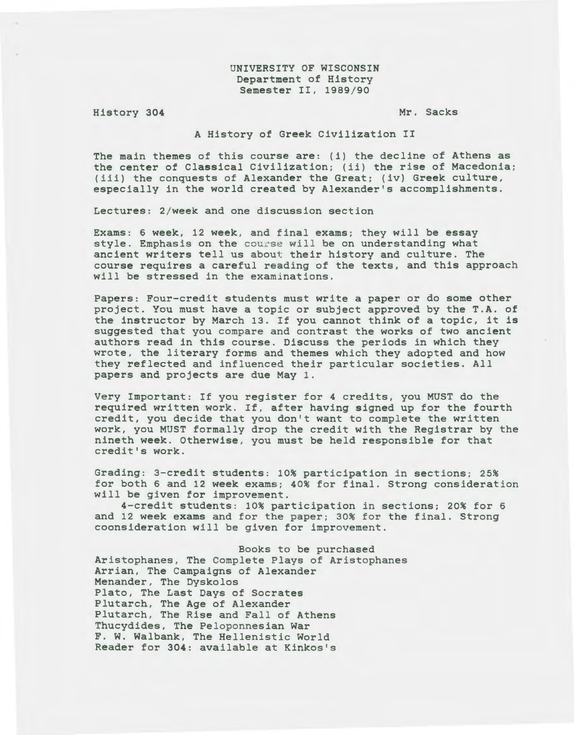UNIVERSITY OF WISCONSIN
Department of History
Semester II, 1989/90

History 304 — Mr. Sacks

# A History of Greek Civilization II

The main themes of this course are: (i) the decline of Athens as the center of Classical Civilization; (ii) the rise of Macedonia; (iii) the conquests of Alexander the Great; (iv) Greek culture, especially in the world created by Alexander's accomplishments.

Lectures: 2/week and one discussion section

Exams: 6 week, 12 week, and final exams; they will be essay style. Emphasis on the course will be on understanding what ancient writers tell us about their history and culture. The course requires a careful reading of the texts, and this approach will be stressed in the examinations.

Papers: Four-credit students must write a paper or do some other project. You must have a topic or subject approved by the T.A. of the instructor by March 13. If you cannot think of a topic, it is suggested that you compare and contrast the works of two ancient authors read in this course. Discuss the periods in which they wrote, the literary forms and themes which they adopted and how they reflected and influenced their particular societies. All papers and projects are due May 1.

Very Important: If you register for 4 credits, you MUST do the required written work. If, after having signed up for the fourth credit, you decide that you don't want to complete the written work, you MUST formally drop the credit with the Registrar by the nineth week. Otherwise, you must be held responsible for that credit's work.

Grading: 3-credit students: 10% participation in sections; 25% for both 6 and 12 week exams; 40% for final. Strong consideration will be given for improvement.

4-credit students: 10% participation in sections; 20% for 6 and 12 week exams and for the paper; 30% for the final. Strong coonsideration will be given for improvement.

## Books to be purchased

Aristophanes, The Complete Plays of Aristophanes
Arrian, The Campaigns of Alexander
Menander, The Dyskolos
Plato, The Last Days of Socrates
Plutarch, The Age of Alexander
Plutarch, The Rise and Fall of Athens
Thucydides, The Peloponnesian War
F. W. Walbank, The Hellenistic World
Reader for 304: available at Kinkos's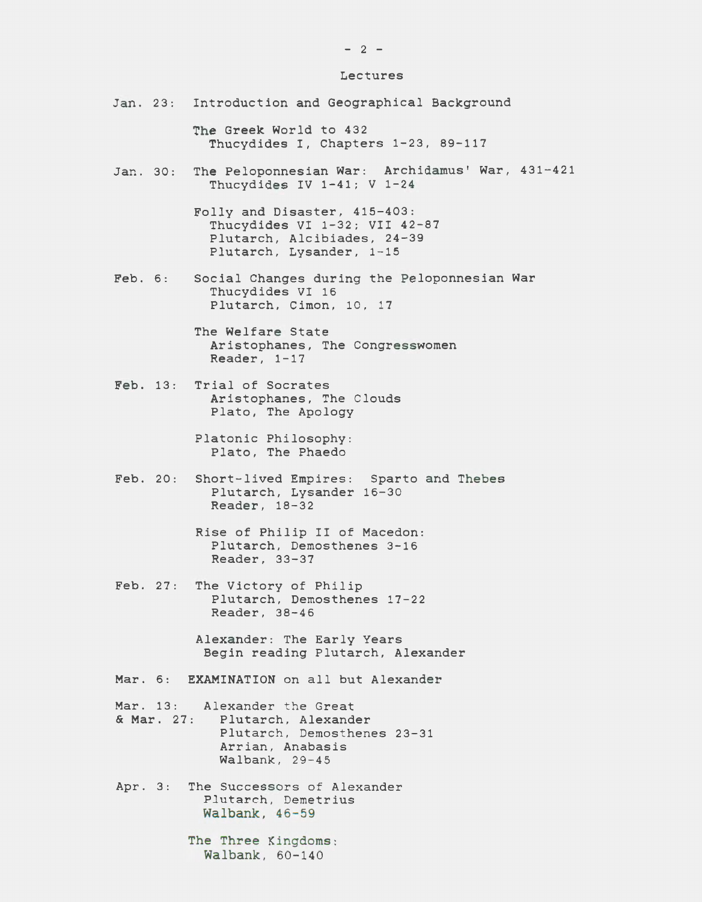## Lectures

**Jan. 23:** Introduction and Geographical Background

The Greek World to 432
- Thucydides I, Chapters 1-23, 89-117

**Jan. 30:** The Peloponnesian War: Archidamus' War, 431-421
- Thucydides IV 1-41; V 1-24

Folly and Disaster, 415-403:
- Thucydides VI 1-32; VII 42-87
- Plutarch, Alcibiades, 24-39
- Plutarch, Lysander, 1-15

**Feb. 6:** Social Changes during the Peloponnesian War
- Thucydides VI 16
- Plutarch, Cimon, 10, 17

The Welfare State
- Aristophanes, The Congresswomen
- Reader, 1-17

**Feb. 13:** Trial of Socrates
- Aristophanes, The Clouds
- Plato, The Apology

Platonic Philosophy:
- Plato, The Phaedo

**Feb. 20:** Short-lived Empires: Sparto and Thebes
- Plutarch, Lysander 16-30
- Reader, 18-32

Rise of Philip II of Macedon:
- Plutarch, Demosthenes 3-16
- Reader, 33-37

**Feb. 27:** The Victory of Philip
- Plutarch, Demosthenes 17-22
- Reader, 38-46

Alexander: The Early Years
- Begin reading Plutarch, Alexander

**Mar. 6:** **EXAMINATION** on all but Alexander

**Mar. 13: & Mar. 27:** Alexander the Great
- Plutarch, Alexander
- Plutarch, Demosthenes 23-31
- Arrian, Anabasis
- Walbank, 29-45

**Apr. 3:** The Successors of Alexander
- Plutarch, Demetrius
- Walbank, 46-59

The Three Kingdoms:
- Walbank, 60-140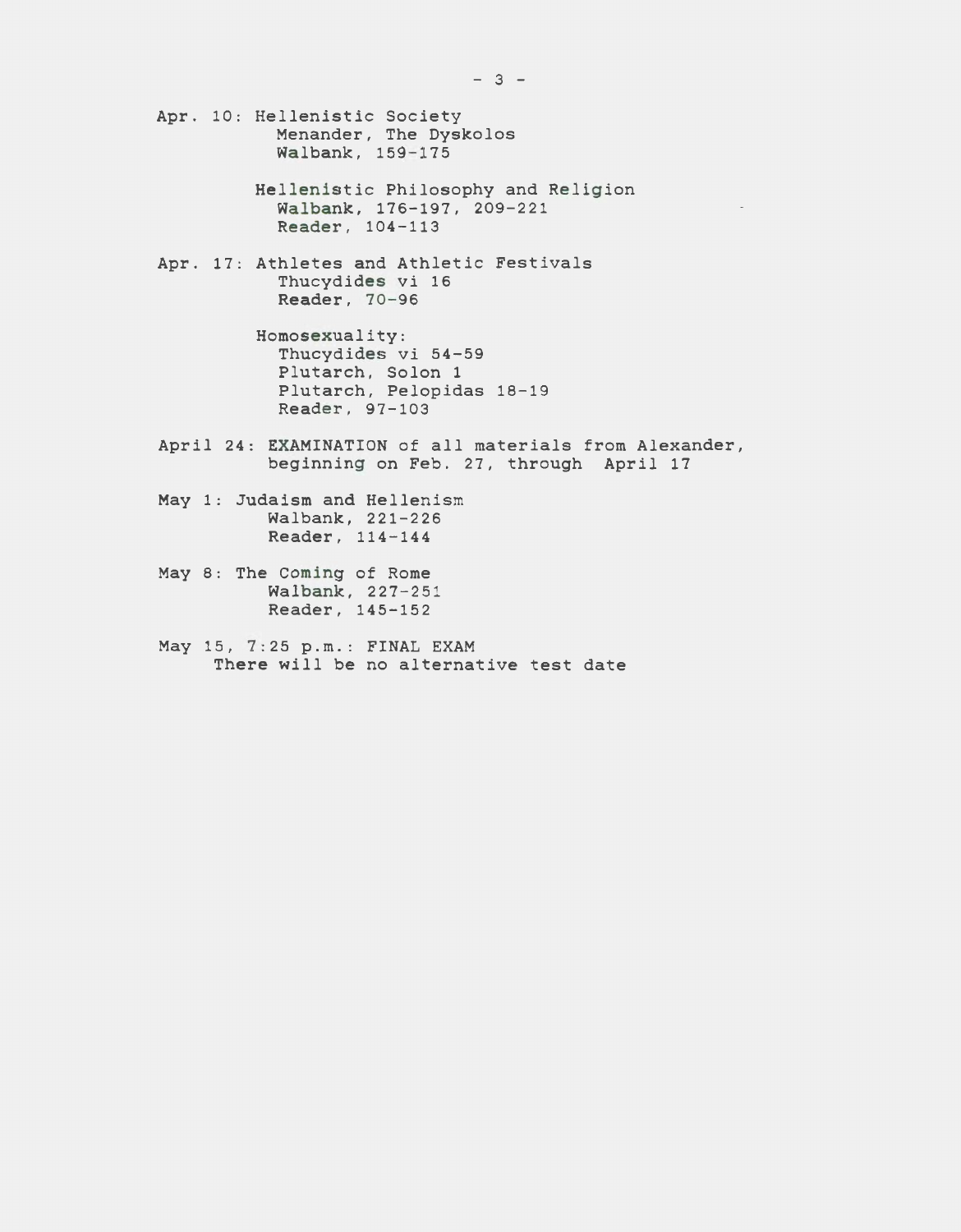Apr. 10: Hellenistic Society
- Menander, The Dyskolos
- Walbank, 159-175

Hellenistic Philosophy and Religion
- Walbank, 176-197, 209-221
- Reader, 104-113

Apr. 17: Athletes and Athletic Festivals
- Thucydides vi 16
- Reader, 70-96

Homosexuality:
- Thucydides vi 54-59
- Plutarch, Solon 1
- Plutarch, Pelopidas 18-19
- Reader, 97-103

April 24: EXAMINATION of all materials from Alexander, beginning on Feb. 27, through April 17

May 1: Judaism and Hellenism
- Walbank, 221-226
- Reader, 114-144

May 8: The Coming of Rome
- Walbank, 227-251
- Reader, 145-152

May 15, 7:25 p.m.: FINAL EXAM
There will be no alternative test date